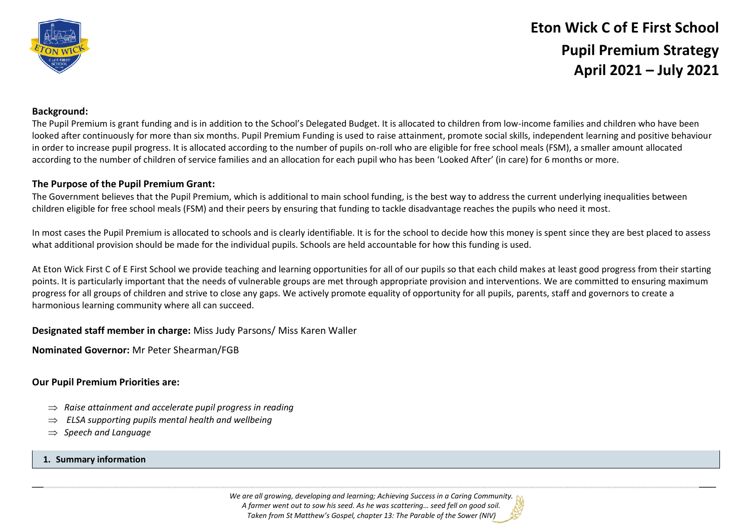# Eton Wick C of E First School

## Pupil Premium Strategy

## April 2021 – July 2021

**Background:**

The Pupil Premium is grant funding and is in addition to the School's Delegated Budget. It is allocated to children from low-income families and children who have been looked after continuously for more than six months. Pupil Premium Funding is used to raise attainment, promote social skills, independent learning and positive behaviour in order to increase pupil progress. It is allocated according to the number of pupils on-roll who are eligible for free school meals (FSM), a smaller amount allocated according to the number of children of service families and an allocation for each pupil who has been 'Looked After' (in care) for 6 months or more.

**The Purpose of the Pupil Premium Grant:**

The Government believes that the Pupil Premium, which is additional to main school funding, is the best way to address the current underlying inequalities between children eligible for free school meals (FSM) and their peers by ensuring that funding to tackle disadvantage reaches the pupils who need it most.

In most cases the Pupil Premium is allocated to schools and is clearly identifiable. It is for the school to decide how this money is spent since they are best placed to assess what additional provision should be made for the individual pupils. Schools are held accountable for how this funding is used.

At Eton Wick First C of E First School we provide teaching and learning opportunities for all of our pupils so that each child makes at least good progress from their starting points. It is particularly important that the needs of vulnerable groups are met through appropriate provision and interventions. We are committed to ensuring maximum progress for all groups of children and strive to close any gaps. We actively promote equality of opportunity for all pupils, parents, staff and governors to create a harmonious learning community where all can succeed.

**Designated staff member in charge:** Miss Judy Parsons/ Miss Karen Waller

**Nominated Governor:** Mr Peter Shearman/FGB

**Our Pupil Premium Priorities are:**

- ⇒ *Raise attainment and accelerate pupil progress in reading*
- ⇒ *ELSA supporting pupils mental health and wellbeing*
- ⇒ *Speech and Language*

**1. Summary information**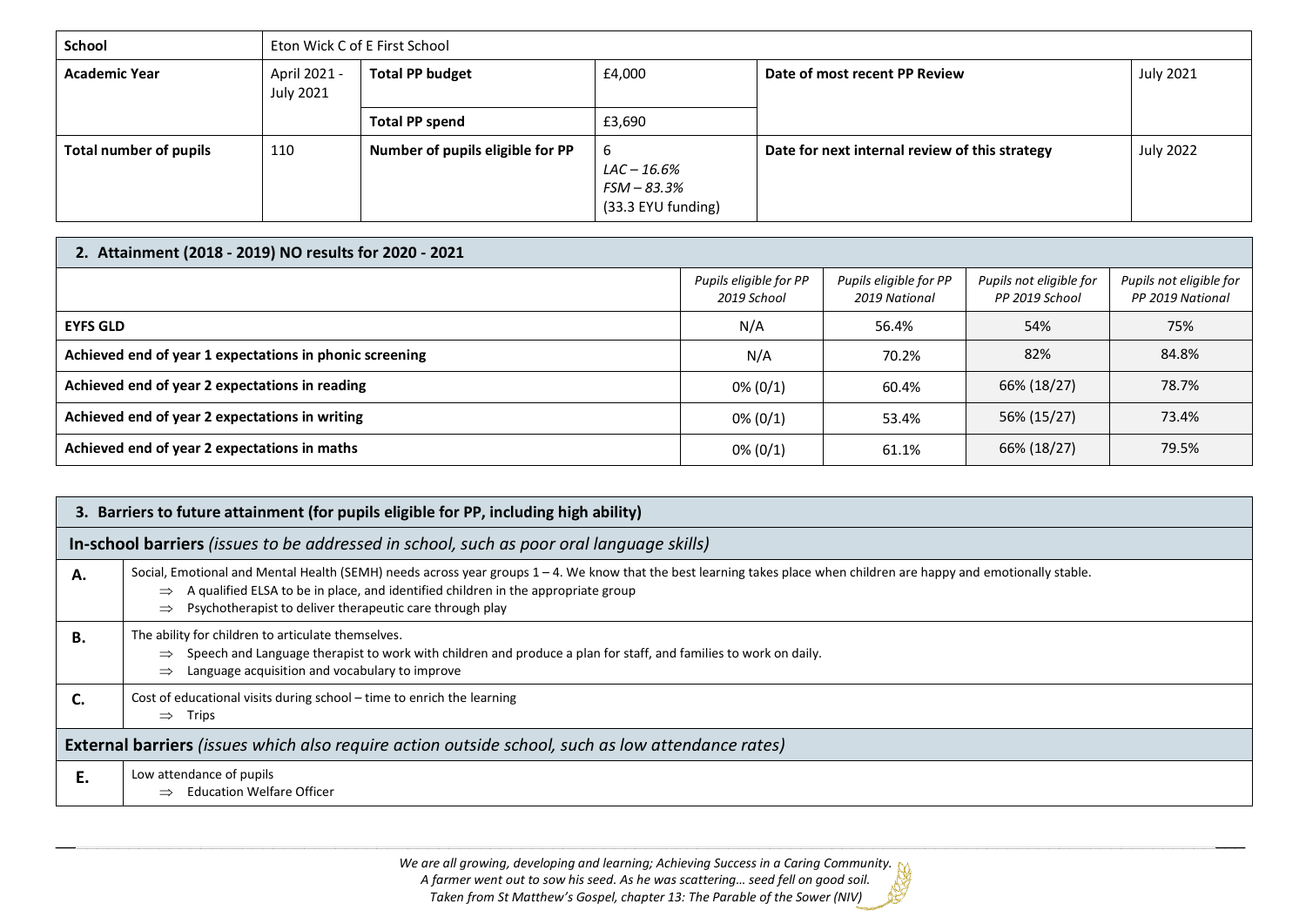| School | Eton Wick C of E First School | | | | |
|---|---|---|---|---|---|
| **Academic Year** | April 2021 - July 2021 | **Total PP budget** | £4,000 | **Date of most recent PP Review** | July 2021 |
| | | **Total PP spend** | £3,690 | | |
| **Total number of pupils** | 110 | **Number of pupils eligible for PP** | 6<br>*LAC – 16.6%*<br>*FSM – 83.3%*<br>(33.3 EYU funding) | **Date for next internal review of this strategy** | July 2022 |

## 2. Attainment (2018 - 2019) NO results for 2020 - 2021

| | *Pupils eligible for PP 2019 School* | *Pupils eligible for PP 2019 National* | *Pupils not eligible for PP 2019 School* | *Pupils not eligible for PP 2019 National* |
|---|---|---|---|---|
| **EYFS GLD** | N/A | 56.4% | 54% | 75% |
| **Achieved end of year 1 expectations in phonic screening** | N/A | 70.2% | 82% | 84.8% |
| **Achieved end of year 2 expectations in reading** | 0% (0/1) | 60.4% | 66% (18/27) | 78.7% |
| **Achieved end of year 2 expectations in writing** | 0% (0/1) | 53.4% | 56% (15/27) | 73.4% |
| **Achieved end of year 2 expectations in maths** | 0% (0/1) | 61.1% | 66% (18/27) | 79.5% |

## 3. Barriers to future attainment (for pupils eligible for PP, including high ability)

**In-school barriers** *(issues to be addressed in school, such as poor oral language skills)*

| | |
|---|---|
| **A.** | Social, Emotional and Mental Health (SEMH) needs across year groups 1 – 4. We know that the best learning takes place when children are happy and emotionally stable.<br>⇒ A qualified ELSA to be in place, and identified children in the appropriate group<br>⇒ Psychotherapist to deliver therapeutic care through play |
| **B.** | The ability for children to articulate themselves.<br>⇒ Speech and Language therapist to work with children and produce a plan for staff, and families to work on daily.<br>⇒ Language acquisition and vocabulary to improve |
| **C.** | Cost of educational visits during school – time to enrich the learning<br>⇒ Trips |

**External barriers** *(issues which also require action outside school, such as low attendance rates)*

| | |
|---|---|
| **E.** | Low attendance of pupils<br>⇒ Education Welfare Officer |

*We are all growing, developing and learning; Achieving Success in a Caring Community.*
*A farmer went out to sow his seed. As he was scattering… seed fell on good soil.*
*Taken from St Matthew's Gospel, chapter 13: The Parable of the Sower (NIV)*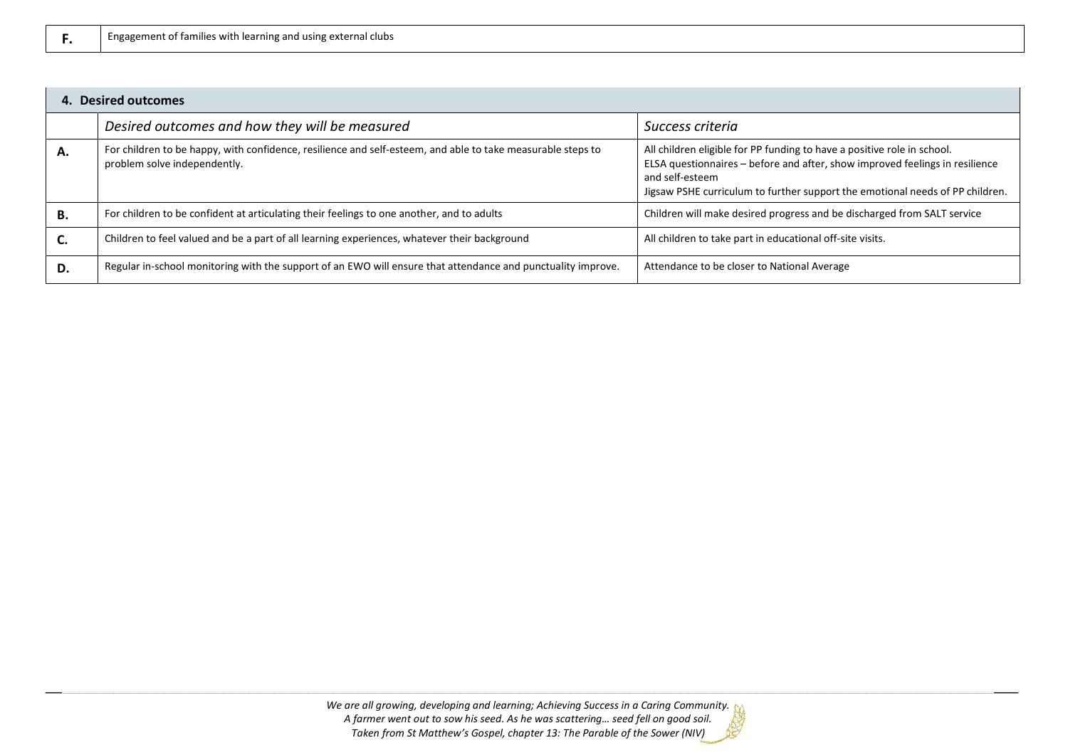| F. | Engagement of families with learning and using external clubs |
|---|---|

| **4. Desired outcomes** | | |
|---|---|---|
| | *Desired outcomes and how they will be measured* | *Success criteria* |
| **A.** | For children to be happy, with confidence, resilience and self-esteem, and able to take measurable steps to problem solve independently. | All children eligible for PP funding to have a positive role in school.<br>ELSA questionnaires – before and after, show improved feelings in resilience and self-esteem<br>Jigsaw PSHE curriculum to further support the emotional needs of PP children. |
| **B.** | For children to be confident at articulating their feelings to one another, and to adults | Children will make desired progress and be discharged from SALT service |
| **C.** | Children to feel valued and be a part of all learning experiences, whatever their background | All children to take part in educational off-site visits. |
| **D.** | Regular in-school monitoring with the support of an EWO will ensure that attendance and punctuality improve. | Attendance to be closer to National Average |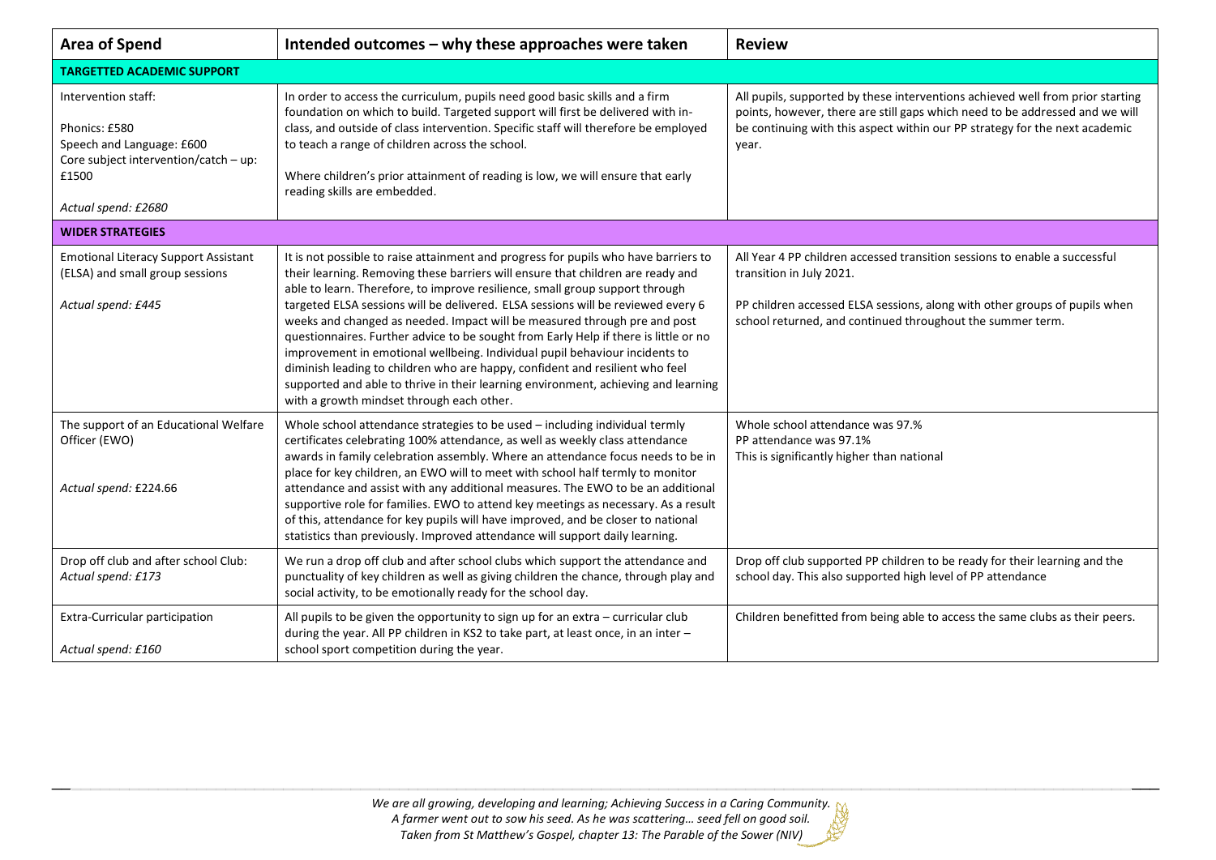| Area of Spend | Intended outcomes – why these approaches were taken | Review |
|---|---|---|
| **TARGETTED ACADEMIC SUPPORT** | | |
| Intervention staff:<br><br>Phonics: £580<br>Speech and Language: £600<br>Core subject intervention/catch – up: £1500<br><br>*Actual spend: £2680* | In order to access the curriculum, pupils need good basic skills and a firm foundation on which to build. Targeted support will first be delivered with in-class, and outside of class intervention. Specific staff will therefore be employed to teach a range of children across the school.<br><br>Where children's prior attainment of reading is low, we will ensure that early reading skills are embedded. | All pupils, supported by these interventions achieved well from prior starting points, however, there are still gaps which need to be addressed and we will be continuing with this aspect within our PP strategy for the next academic year. |
| **WIDER STRATEGIES** | | |
| Emotional Literacy Support Assistant (ELSA) and small group sessions<br><br>*Actual spend: £445* | It is not possible to raise attainment and progress for pupils who have barriers to their learning. Removing these barriers will ensure that children are ready and able to learn. Therefore, to improve resilience, small group support through targeted ELSA sessions will be delivered. ELSA sessions will be reviewed every 6 weeks and changed as needed. Impact will be measured through pre and post questionnaires. Further advice to be sought from Early Help if there is little or no improvement in emotional wellbeing. Individual pupil behaviour incidents to diminish leading to children who are happy, confident and resilient who feel supported and able to thrive in their learning environment, achieving and learning with a growth mindset through each other. | All Year 4 PP children accessed transition sessions to enable a successful transition in July 2021.<br><br>PP children accessed ELSA sessions, along with other groups of pupils when school returned, and continued throughout the summer term. |
| The support of an Educational Welfare Officer (EWO)<br><br>*Actual spend: £224.66* | Whole school attendance strategies to be used – including individual termly certificates celebrating 100% attendance, as well as weekly class attendance awards in family celebration assembly. Where an attendance focus needs to be in place for key children, an EWO will to meet with school half termly to monitor attendance and assist with any additional measures. The EWO to be an additional supportive role for families. EWO to attend key meetings as necessary. As a result of this, attendance for key pupils will have improved, and be closer to national statistics than previously. Improved attendance will support daily learning. | Whole school attendance was 97.%<br>PP attendance was 97.1%<br>This is significantly higher than national |
| Drop off club and after school Club:<br>*Actual spend: £173* | We run a drop off club and after school clubs which support the attendance and punctuality of key children as well as giving children the chance, through play and social activity, to be emotionally ready for the school day. | Drop off club supported PP children to be ready for their learning and the school day. This also supported high level of PP attendance |
| Extra-Curricular participation<br><br>*Actual spend: £160* | All pupils to be given the opportunity to sign up for an extra – curricular club during the year. All PP children in KS2 to take part, at least once, in an inter – school sport competition during the year. | Children benefitted from being able to access the same clubs as their peers. |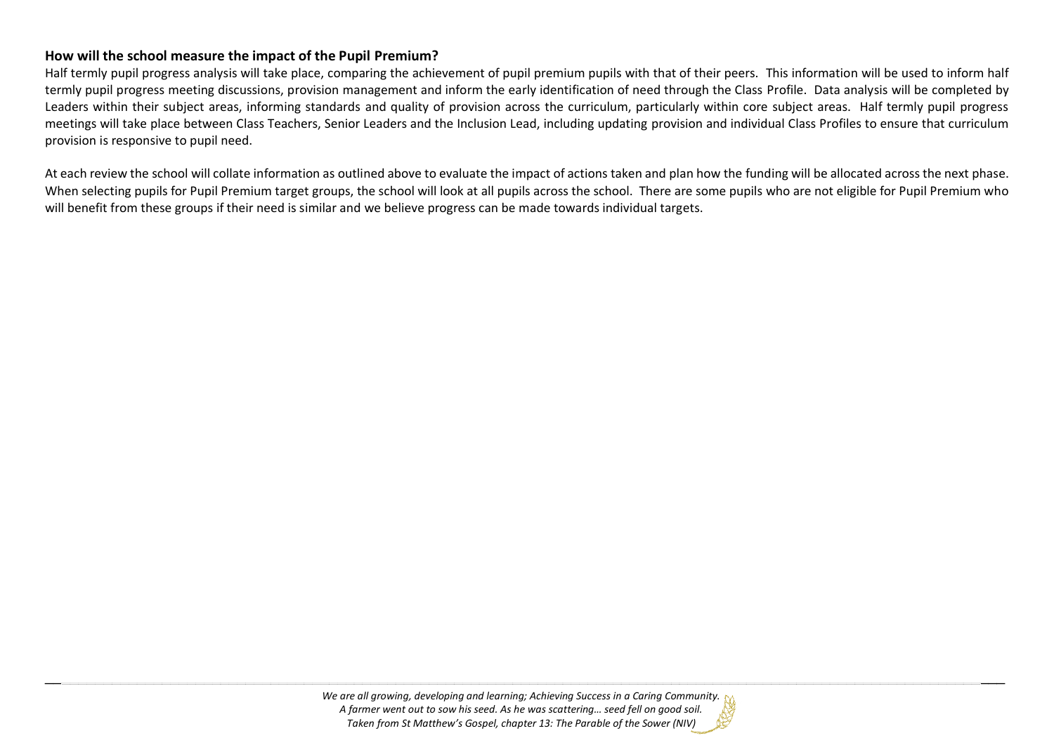**How will the school measure the impact of the Pupil Premium?**

Half termly pupil progress analysis will take place, comparing the achievement of pupil premium pupils with that of their peers. This information will be used to inform half termly pupil progress meeting discussions, provision management and inform the early identification of need through the Class Profile. Data analysis will be completed by Leaders within their subject areas, informing standards and quality of provision across the curriculum, particularly within core subject areas. Half termly pupil progress meetings will take place between Class Teachers, Senior Leaders and the Inclusion Lead, including updating provision and individual Class Profiles to ensure that curriculum provision is responsive to pupil need.

At each review the school will collate information as outlined above to evaluate the impact of actions taken and plan how the funding will be allocated across the next phase. When selecting pupils for Pupil Premium target groups, the school will look at all pupils across the school. There are some pupils who are not eligible for Pupil Premium who will benefit from these groups if their need is similar and we believe progress can be made towards individual targets.